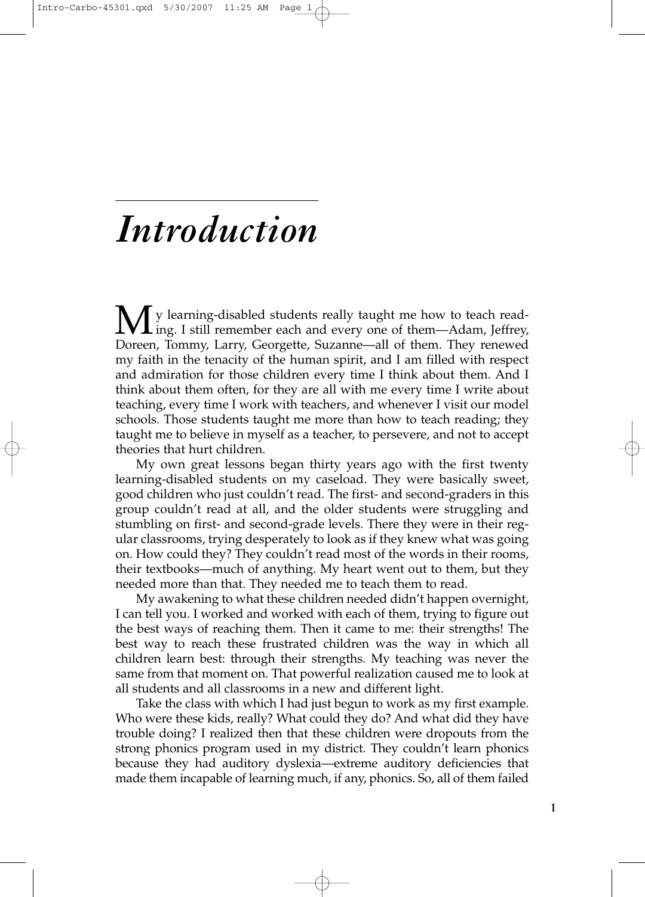# *Introduction*

My learning-disabled students really taught me how to teach reading. I still remember each and every one of them—Adam, Jeffrey, Doreen, Tommy, Larry, Georgette, Suzanne—all of them. They renewed my faith in the tenacity of the human spirit, and I am filled with respect and admiration for those children every time I think about them. And I think about them often, for they are all with me every time I write about teaching, every time I work with teachers, and whenever I visit our model schools. Those students taught me more than how to teach reading; they taught me to believe in myself as a teacher, to persevere, and not to accept theories that hurt children.

My own great lessons began thirty years ago with the first twenty learning-disabled students on my caseload. They were basically sweet, good children who just couldn't read. The first- and second-graders in this group couldn't read at all, and the older students were struggling and stumbling on first- and second-grade levels. There they were in their regular classrooms, trying desperately to look as if they knew what was going on. How could they? They couldn't read most of the words in their rooms, their textbooks—much of anything. My heart went out to them, but they needed more than that. They needed me to teach them to read.

My awakening to what these children needed didn't happen overnight, I can tell you. I worked and worked with each of them, trying to figure out the best ways of reaching them. Then it came to me: their strengths! The best way to reach these frustrated children was the way in which all children learn best: through their strengths. My teaching was never the same from that moment on. That powerful realization caused me to look at all students and all classrooms in a new and different light.

Take the class with which I had just begun to work as my first example. Who were these kids, really? What could they do? And what did they have trouble doing? I realized then that these children were dropouts from the strong phonics program used in my district. They couldn't learn phonics because they had auditory dyslexia—extreme auditory deficiencies that made them incapable of learning much, if any, phonics. So, all of them failed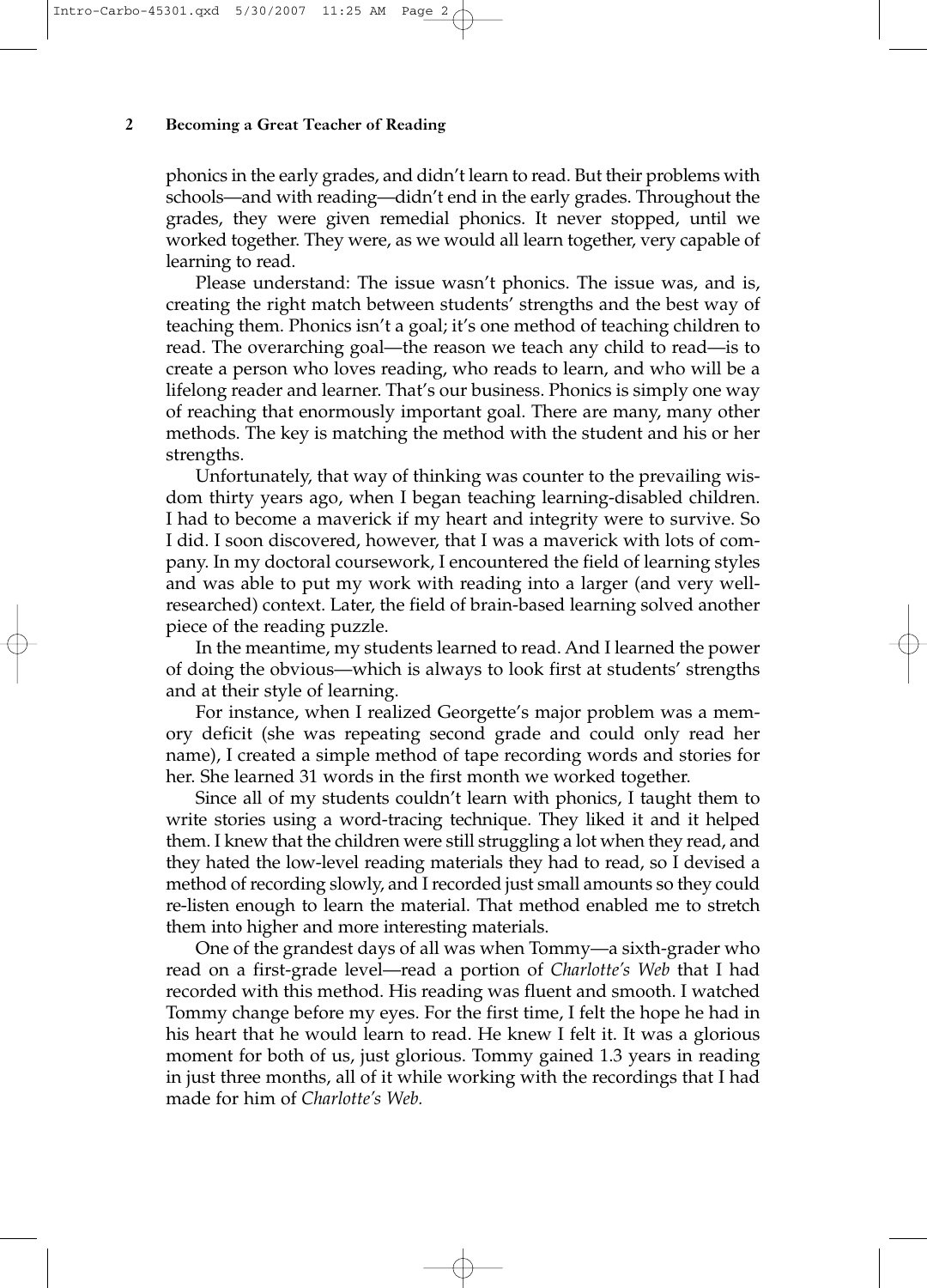phonics in the early grades, and didn't learn to read. But their problems with schools—and with reading—didn't end in the early grades. Throughout the grades, they were given remedial phonics. It never stopped, until we worked together. They were, as we would all learn together, very capable of learning to read.

Please understand: The issue wasn't phonics. The issue was, and is, creating the right match between students' strengths and the best way of teaching them. Phonics isn't a goal; it's one method of teaching children to read. The overarching goal—the reason we teach any child to read—is to create a person who loves reading, who reads to learn, and who will be a lifelong reader and learner. That's our business. Phonics is simply one way of reaching that enormously important goal. There are many, many other methods. The key is matching the method with the student and his or her strengths.

Unfortunately, that way of thinking was counter to the prevailing wisdom thirty years ago, when I began teaching learning-disabled children. I had to become a maverick if my heart and integrity were to survive. So I did. I soon discovered, however, that I was a maverick with lots of company. In my doctoral coursework, I encountered the field of learning styles and was able to put my work with reading into a larger (and very well-researched) context. Later, the field of brain-based learning solved another piece of the reading puzzle.

In the meantime, my students learned to read. And I learned the power of doing the obvious—which is always to look first at students' strengths and at their style of learning.

For instance, when I realized Georgette's major problem was a memory deficit (she was repeating second grade and could only read her name), I created a simple method of tape recording words and stories for her. She learned 31 words in the first month we worked together.

Since all of my students couldn't learn with phonics, I taught them to write stories using a word-tracing technique. They liked it and it helped them. I knew that the children were still struggling a lot when they read, and they hated the low-level reading materials they had to read, so I devised a method of recording slowly, and I recorded just small amounts so they could re-listen enough to learn the material. That method enabled me to stretch them into higher and more interesting materials.

One of the grandest days of all was when Tommy—a sixth-grader who read on a first-grade level—read a portion of *Charlotte's Web* that I had recorded with this method. His reading was fluent and smooth. I watched Tommy change before my eyes. For the first time, I felt the hope he had in his heart that he would learn to read. He knew I felt it. It was a glorious moment for both of us, just glorious. Tommy gained 1.3 years in reading in just three months, all of it while working with the recordings that I had made for him of *Charlotte's Web.*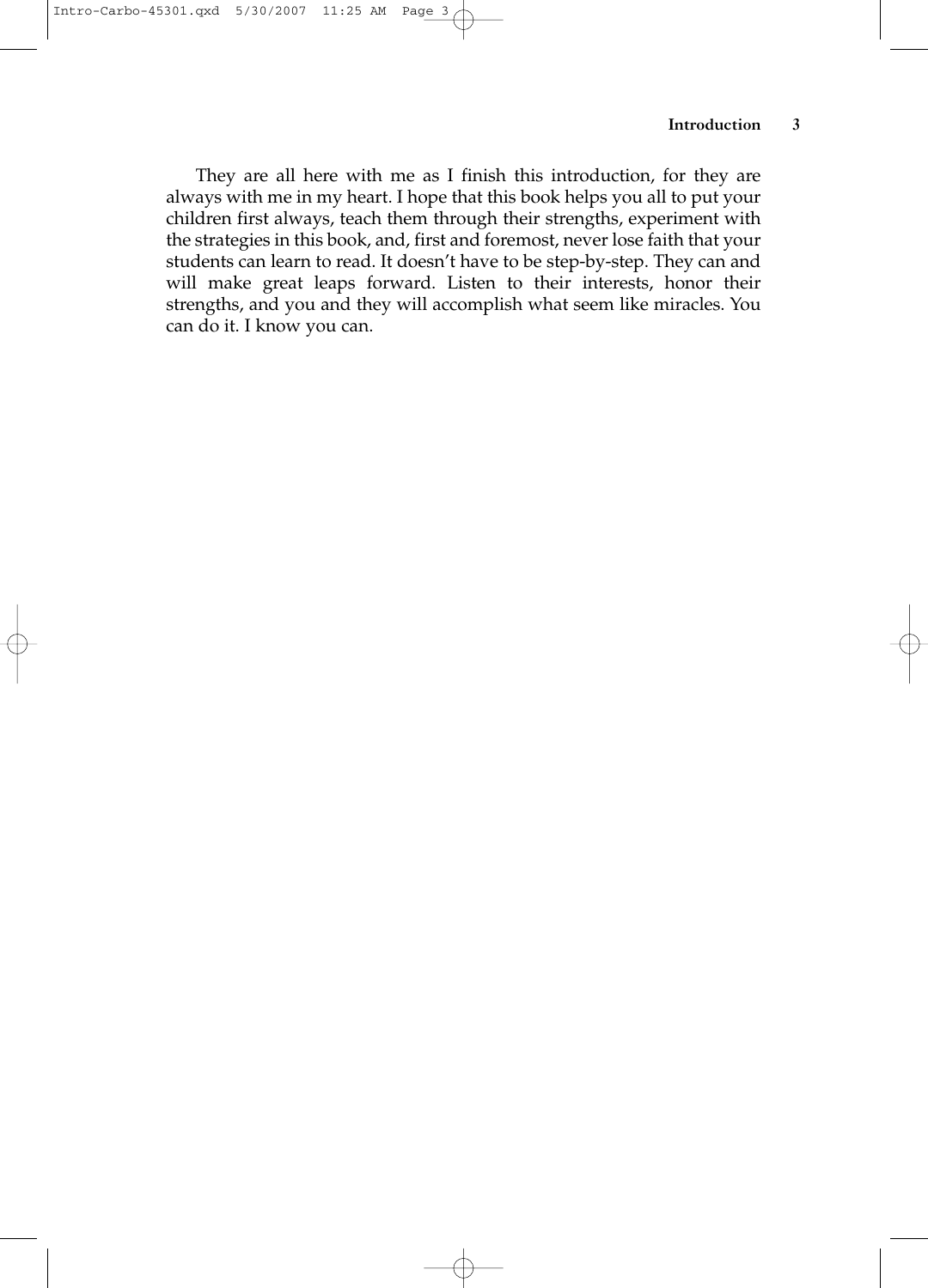They are all here with me as I finish this introduction, for they are always with me in my heart. I hope that this book helps you all to put your children first always, teach them through their strengths, experiment with the strategies in this book, and, first and foremost, never lose faith that your students can learn to read. It doesn't have to be step-by-step. They can and will make great leaps forward. Listen to their interests, honor their strengths, and you and they will accomplish what seem like miracles. You can do it. I know you can.